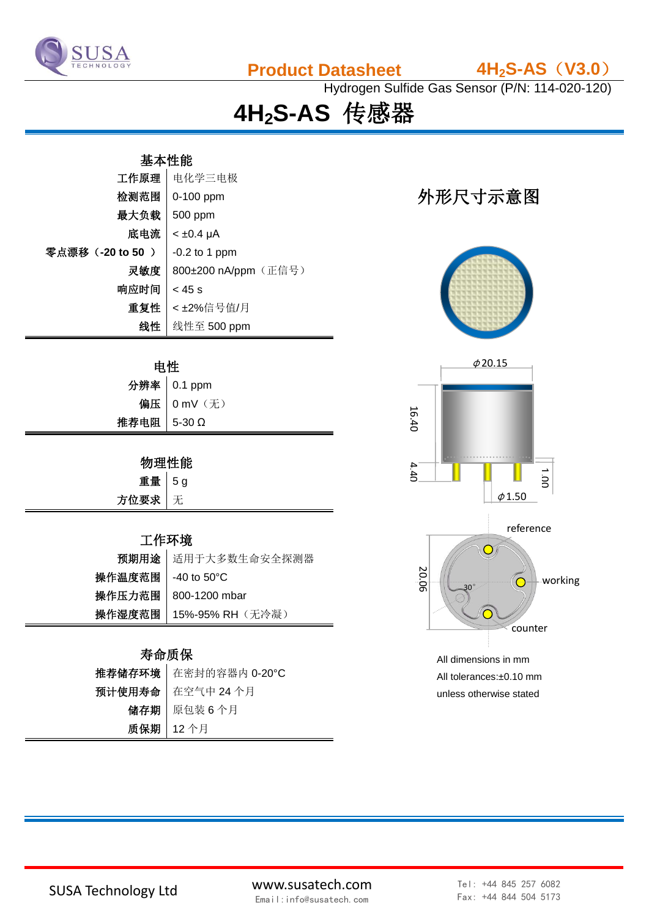# Product Datasheet

**$4H_2S$-AS（V3.0）**

Hydrogen Sulfide Gas Sensor (P/N: 114-020-120)

# $4H_2S$-AS 传感器

## 基本性能

| | |
|---|---|
| 工作原理 | 电化学三电极 |
| 检测范围 | 0-100 ppm |
| 最大负载 | 500 ppm |
| 底电流 | < ±0.4 μA |
| 零点漂移（-20 to 50 ） | -0.2 to 1 ppm |
| 灵敏度 | 800±200 nA/ppm（正信号） |
| 响应时间 | < 45 s |
| 重复性 | < ±2%信号值/月 |
| 线性 | 线性至 500 ppm |

## 电性

| | |
|---|---|
| 分辨率 | 0.1 ppm |
| 偏压 | 0 mV（无） |
| 推荐电阻 | 5-30 Ω |

## 物理性能

| | |
|---|---|
| 重量 | 5 g |
| 方位要求 | 无 |

## 工作环境

| | |
|---|---|
| 预期用途 | 适用于大多数生命安全探测器 |
| 操作温度范围 | -40 to 50°C |
| 操作压力范围 | 800-1200 mbar |
| 操作湿度范围 | 15%-95% RH（无冷凝） |

## 寿命质保

| | |
|---|---|
| 推荐储存环境 | 在密封的容器内 0-20°C |
| 预计使用寿命 | 在空气中 24 个月 |
| 储存期 | 原包装 6 个月 |
| 质保期 | 12 个月 |

## 外形尺寸示意图

ϕ20.15

16.40

4.40

1.00

ϕ1.50

reference

working

counter

30°

20.06

All dimensions in mm

All tolerances:±0.10 mm

unless otherwise stated

SUSA Technology Ltd

www.susatech.com

Email:info@susatech.com

Tel: +44 845 257 6082

Fax: +44 844 504 5173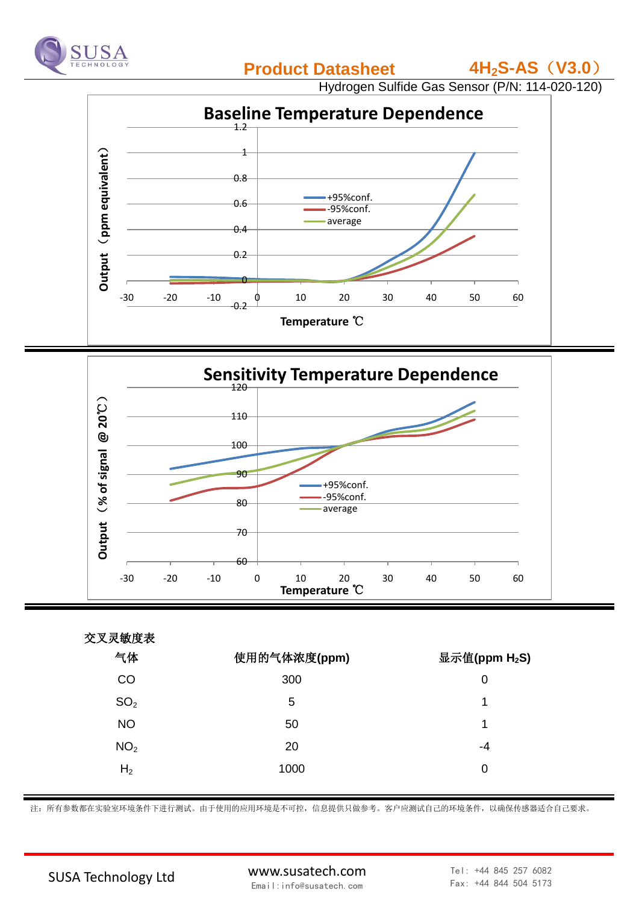Hydrogen Sulfide Gas Sensor (P/N: 114-020-120)

**Baseline Temperature Dependence**

Output （ppm equivalent）

1.2
1
0.8
0.6
0.4
0.2
0
-0.2

-30 -20 -10 0 10 20 30 40 50 60

Temperature ℃

+95%conf.
-95%conf.
average

**Sensitivity Temperature Dependence**

Output （% of signal @ 20℃）

120
110
100
90
80
70
60

-30 -20 -10 0 10 20 30 40 50 60

Temperature ℃

+95%conf.
-95%conf.
average

交叉灵敏度表

| 气体 | 使用的气体浓度(ppm) | 显示值(ppm $H_2S$) |
|---|---|---|
| CO | 300 | 0 |
| $SO_2$ | 5 | 1 |
| NO | 50 | 1 |
| $NO_2$ | 20 | -4 |
| $H_2$ | 1000 | 0 |

注：所有参数都在实验室环境条件下进行测试。由于使用的应用环境是不可控，信息提供只做参考。客户应测试自己的环境条件，以确保传感器适合自己要求。